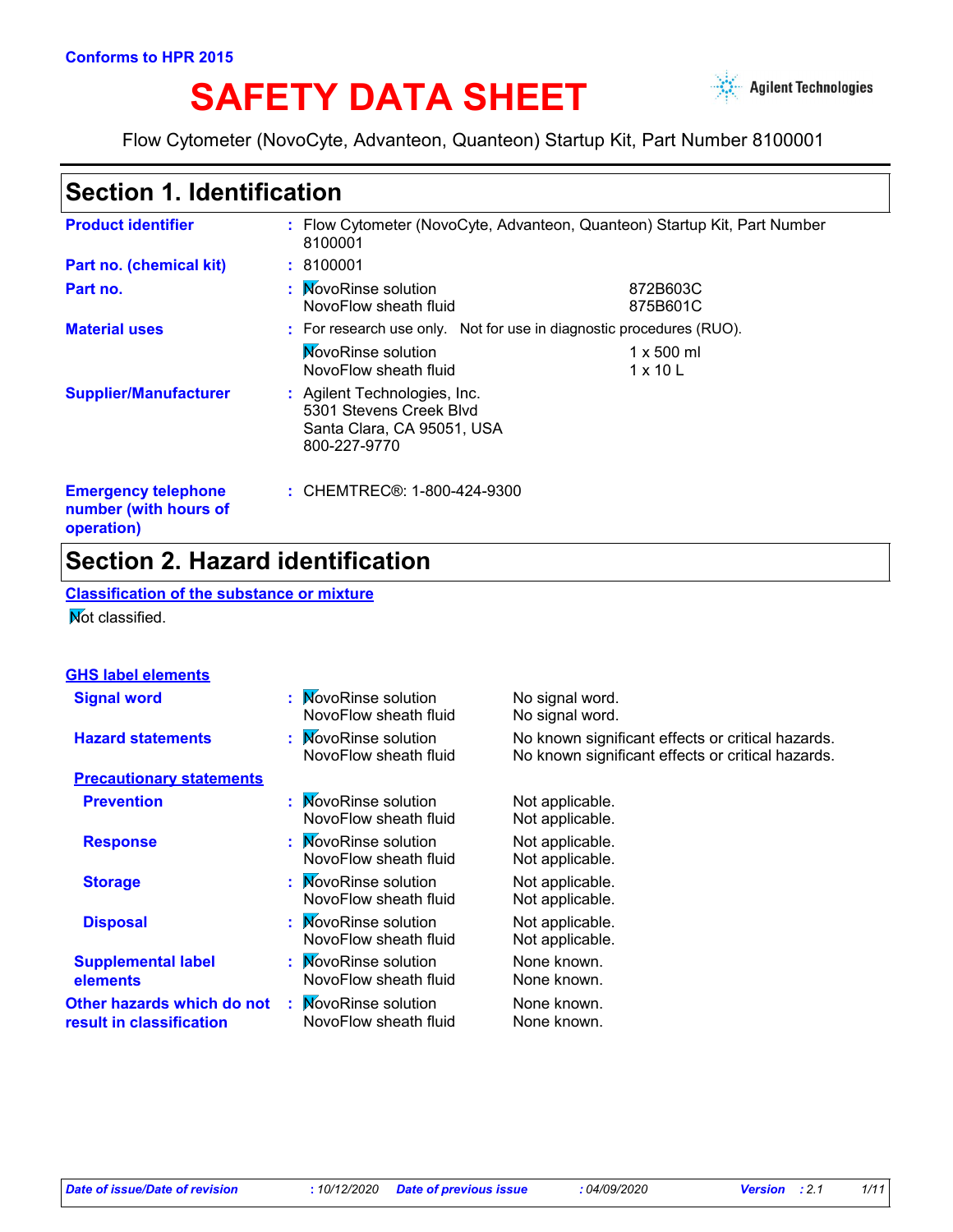Conforms to HPR 2015

# SAFETY DATA SHEET

Flow Cytometer (NovoCyte, Advanteon, Quanteon) Startup Kit, Part Number 8100001

## Section 1. Identification

**Product identifier** : Flow Cytometer (NovoCyte, Advanteon, Quanteon) Startup Kit, Part Number 8100001

**Part no. (chemical kit)** : 8100001

**Part no.** :

| | |
|---|---|
| NovoRinse solution | 872B603C |
| NovoFlow sheath fluid | 875B601C |

**Material uses** : For research use only. Not for use in diagnostic procedures (RUO).

| | |
|---|---|
| NovoRinse solution | 1 x 500 ml |
| NovoFlow sheath fluid | 1 x 10 L |

**Supplier/Manufacturer** : Agilent Technologies, Inc.
5301 Stevens Creek Blvd
Santa Clara, CA 95051, USA
800-227-9770

**Emergency telephone number (with hours of operation)** : CHEMTREC®: 1-800-424-9300

## Section 2. Hazard identification

**Classification of the substance or mixture**

Not classified.

**GHS label elements**

| | | |
|---|---|---|
| **Signal word** | NovoRinse solution | No signal word. |
| | NovoFlow sheath fluid | No signal word. |
| **Hazard statements** | NovoRinse solution | No known significant effects or critical hazards. |
| | NovoFlow sheath fluid | No known significant effects or critical hazards. |

**Precautionary statements**

| | | |
|---|---|---|
| **Prevention** | NovoRinse solution | Not applicable. |
| | NovoFlow sheath fluid | Not applicable. |
| **Response** | NovoRinse solution | Not applicable. |
| | NovoFlow sheath fluid | Not applicable. |
| **Storage** | NovoRinse solution | Not applicable. |
| | NovoFlow sheath fluid | Not applicable. |
| **Disposal** | NovoRinse solution | Not applicable. |
| | NovoFlow sheath fluid | Not applicable. |
| **Supplemental label elements** | NovoRinse solution | None known. |
| | NovoFlow sheath fluid | None known. |
| **Other hazards which do not result in classification** | NovoRinse solution | None known. |
| | NovoFlow sheath fluid | None known. |

*Date of issue/Date of revision* : 10/12/2020 *Date of previous issue* : 04/09/2020 *Version* : 2.1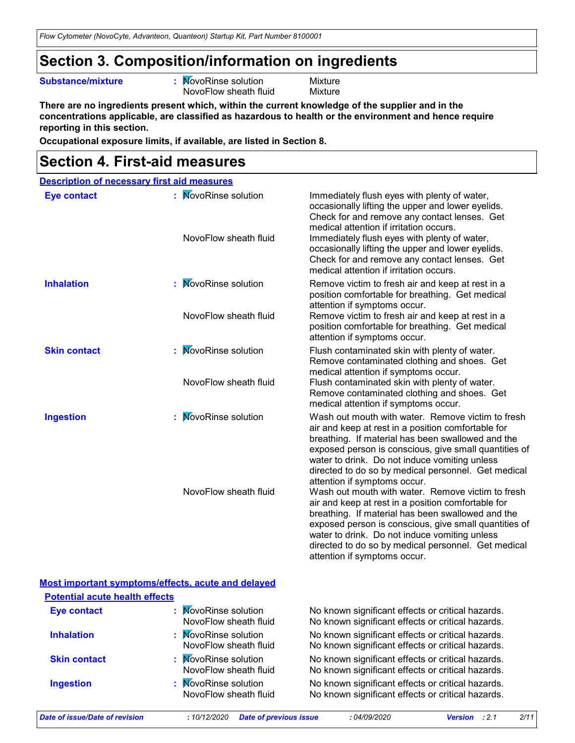# Section 3. Composition/information on ingredients

| | | | |
|---|---|---|---|
| **Substance/mixture** | : | NovoRinse solution | Mixture |
| | | NovoFlow sheath fluid | Mixture |

**There are no ingredients present which, within the current knowledge of the supplier and in the concentrations applicable, are classified as hazardous to health or the environment and hence require reporting in this section.**

**Occupational exposure limits, if available, are listed in Section 8.**

# Section 4. First-aid measures

## Description of necessary first aid measures

| | | | |
|---|---|---|---|
| **Eye contact** | : | NovoRinse solution | Immediately flush eyes with plenty of water, occasionally lifting the upper and lower eyelids. Check for and remove any contact lenses. Get medical attention if irritation occurs. |
| | | NovoFlow sheath fluid | Immediately flush eyes with plenty of water, occasionally lifting the upper and lower eyelids. Check for and remove any contact lenses. Get medical attention if irritation occurs. |
| **Inhalation** | : | NovoRinse solution | Remove victim to fresh air and keep at rest in a position comfortable for breathing. Get medical attention if symptoms occur. |
| | | NovoFlow sheath fluid | Remove victim to fresh air and keep at rest in a position comfortable for breathing. Get medical attention if symptoms occur. |
| **Skin contact** | : | NovoRinse solution | Flush contaminated skin with plenty of water. Remove contaminated clothing and shoes. Get medical attention if symptoms occur. |
| | | NovoFlow sheath fluid | Flush contaminated skin with plenty of water. Remove contaminated clothing and shoes. Get medical attention if symptoms occur. |
| **Ingestion** | : | NovoRinse solution | Wash out mouth with water. Remove victim to fresh air and keep at rest in a position comfortable for breathing. If material has been swallowed and the exposed person is conscious, give small quantities of water to drink. Do not induce vomiting unless directed to do so by medical personnel. Get medical attention if symptoms occur. |
| | | NovoFlow sheath fluid | Wash out mouth with water. Remove victim to fresh air and keep at rest in a position comfortable for breathing. If material has been swallowed and the exposed person is conscious, give small quantities of water to drink. Do not induce vomiting unless directed to do so by medical personnel. Get medical attention if symptoms occur. |

## Most important symptoms/effects, acute and delayed

### Potential acute health effects

| | | | |
|---|---|---|---|
| **Eye contact** | : | NovoRinse solution | No known significant effects or critical hazards. |
| | | NovoFlow sheath fluid | No known significant effects or critical hazards. |
| **Inhalation** | : | NovoRinse solution | No known significant effects or critical hazards. |
| | | NovoFlow sheath fluid | No known significant effects or critical hazards. |
| **Skin contact** | : | NovoRinse solution | No known significant effects or critical hazards. |
| | | NovoFlow sheath fluid | No known significant effects or critical hazards. |
| **Ingestion** | : | NovoRinse solution | No known significant effects or critical hazards. |
| | | NovoFlow sheath fluid | No known significant effects or critical hazards. |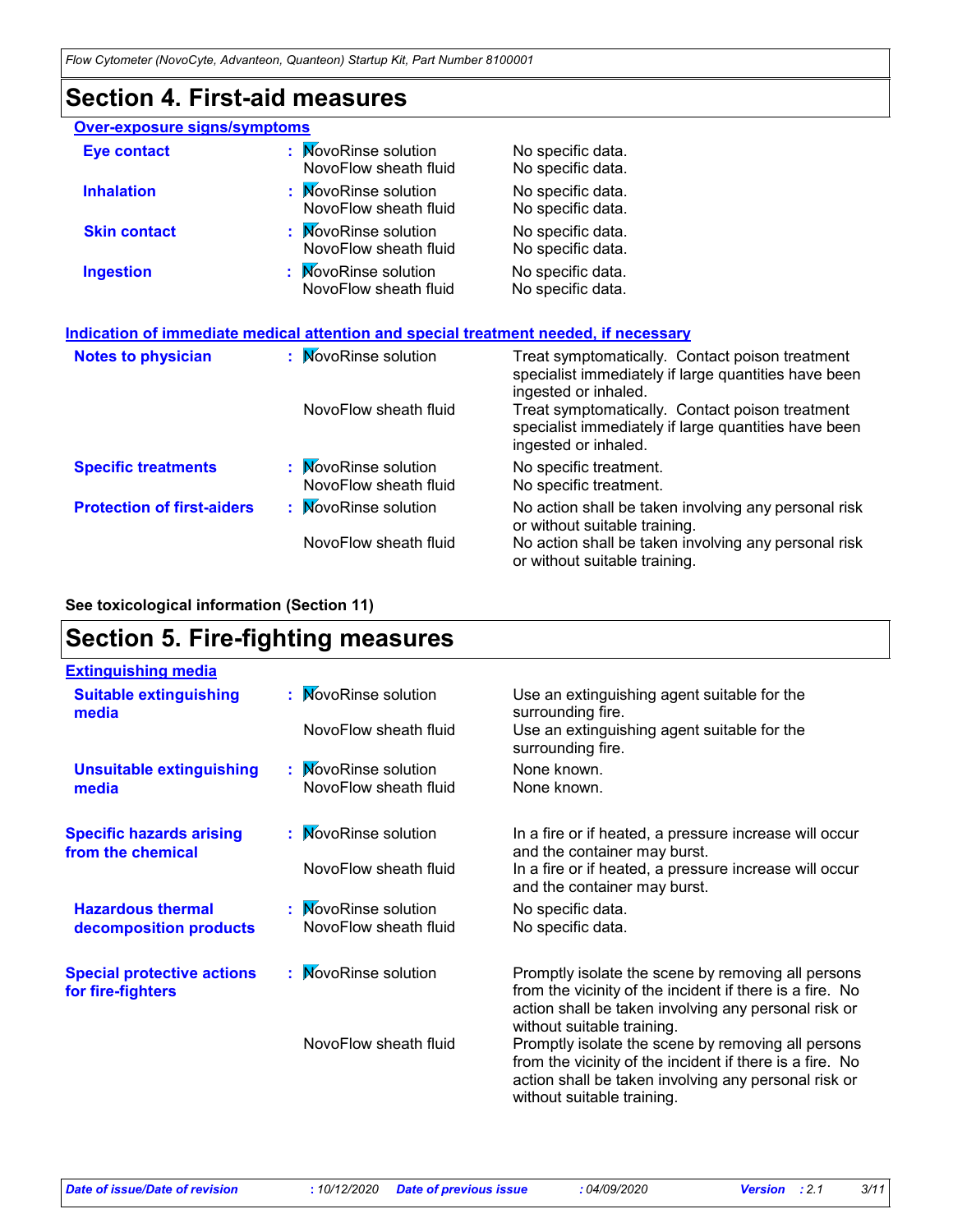# Section 4. First-aid measures

### Over-exposure signs/symptoms

| | | |
|---|---|---|
| **Eye contact** | NovoRinse solution | No specific data. |
| | NovoFlow sheath fluid | No specific data. |
| **Inhalation** | NovoRinse solution | No specific data. |
| | NovoFlow sheath fluid | No specific data. |
| **Skin contact** | NovoRinse solution | No specific data. |
| | NovoFlow sheath fluid | No specific data. |
| **Ingestion** | NovoRinse solution | No specific data. |
| | NovoFlow sheath fluid | No specific data. |

### Indication of immediate medical attention and special treatment needed, if necessary

| | | |
|---|---|---|
| **Notes to physician** | NovoRinse solution | Treat symptomatically. Contact poison treatment specialist immediately if large quantities have been ingested or inhaled. |
| | NovoFlow sheath fluid | Treat symptomatically. Contact poison treatment specialist immediately if large quantities have been ingested or inhaled. |
| **Specific treatments** | NovoRinse solution | No specific treatment. |
| | NovoFlow sheath fluid | No specific treatment. |
| **Protection of first-aiders** | NovoRinse solution | No action shall be taken involving any personal risk or without suitable training. |
| | NovoFlow sheath fluid | No action shall be taken involving any personal risk or without suitable training. |

**See toxicological information (Section 11)**

# Section 5. Fire-fighting measures

### Extinguishing media

| | | |
|---|---|---|
| **Suitable extinguishing media** | NovoRinse solution | Use an extinguishing agent suitable for the surrounding fire. |
| | NovoFlow sheath fluid | Use an extinguishing agent suitable for the surrounding fire. |
| **Unsuitable extinguishing media** | NovoRinse solution | None known. |
| | NovoFlow sheath fluid | None known. |
| **Specific hazards arising from the chemical** | NovoRinse solution | In a fire or if heated, a pressure increase will occur and the container may burst. |
| | NovoFlow sheath fluid | In a fire or if heated, a pressure increase will occur and the container may burst. |
| **Hazardous thermal decomposition products** | NovoRinse solution | No specific data. |
| | NovoFlow sheath fluid | No specific data. |
| **Special protective actions for fire-fighters** | NovoRinse solution | Promptly isolate the scene by removing all persons from the vicinity of the incident if there is a fire. No action shall be taken involving any personal risk or without suitable training. |
| | NovoFlow sheath fluid | Promptly isolate the scene by removing all persons from the vicinity of the incident if there is a fire. No action shall be taken involving any personal risk or without suitable training. |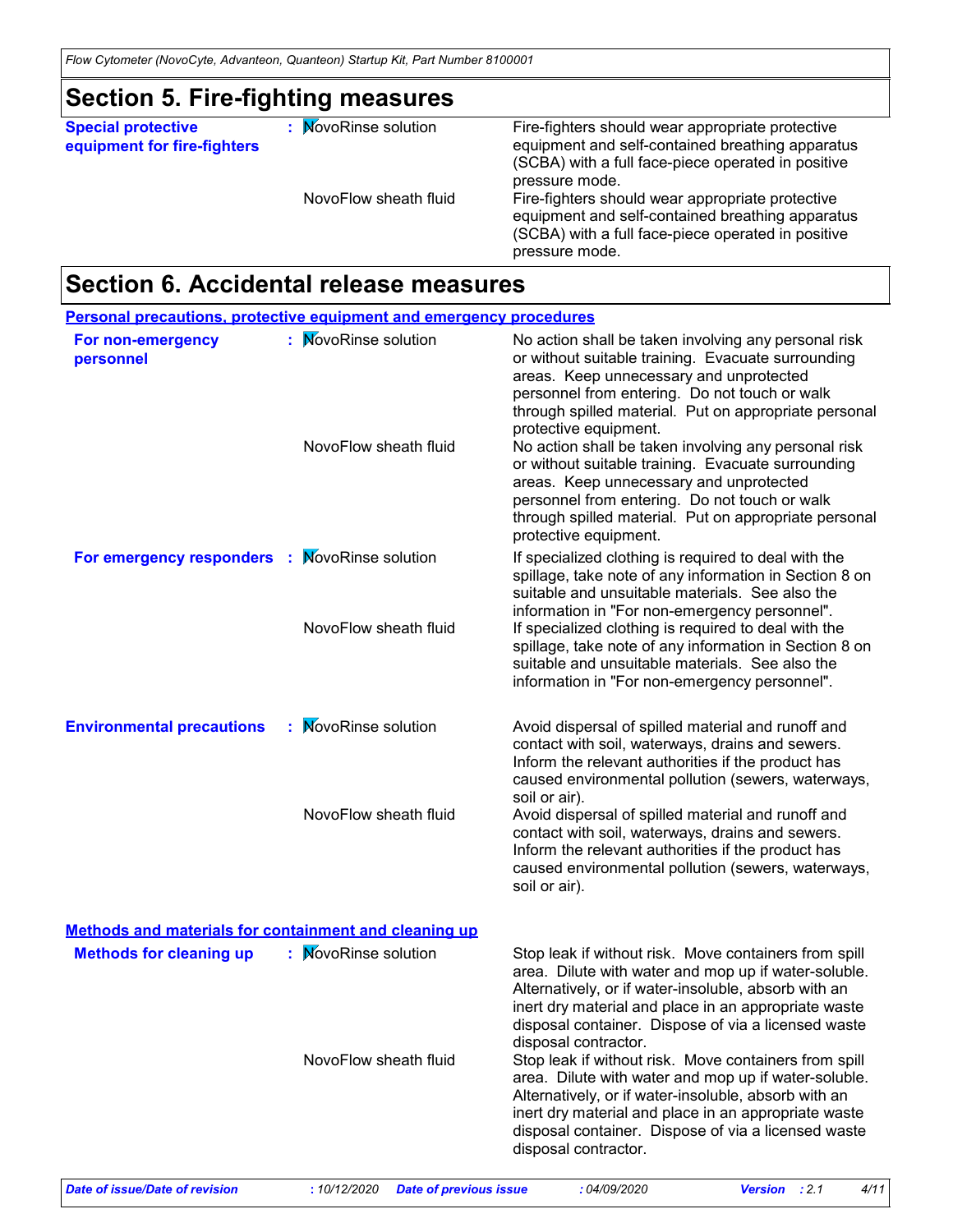## Section 5. Fire-fighting measures

| | | |
|---|---|---|
| **Special protective equipment for fire-fighters** | NovoRinse solution | Fire-fighters should wear appropriate protective equipment and self-contained breathing apparatus (SCBA) with a full face-piece operated in positive pressure mode. |
| | NovoFlow sheath fluid | Fire-fighters should wear appropriate protective equipment and self-contained breathing apparatus (SCBA) with a full face-piece operated in positive pressure mode. |

## Section 6. Accidental release measures

**Personal precautions, protective equipment and emergency procedures**

| | | |
|---|---|---|
| **For non-emergency personnel** | NovoRinse solution | No action shall be taken involving any personal risk or without suitable training. Evacuate surrounding areas. Keep unnecessary and unprotected personnel from entering. Do not touch or walk through spilled material. Put on appropriate personal protective equipment. |
| | NovoFlow sheath fluid | No action shall be taken involving any personal risk or without suitable training. Evacuate surrounding areas. Keep unnecessary and unprotected personnel from entering. Do not touch or walk through spilled material. Put on appropriate personal protective equipment. |
| **For emergency responders** | NovoRinse solution | If specialized clothing is required to deal with the spillage, take note of any information in Section 8 on suitable and unsuitable materials. See also the information in "For non-emergency personnel". |
| | NovoFlow sheath fluid | If specialized clothing is required to deal with the spillage, take note of any information in Section 8 on suitable and unsuitable materials. See also the information in "For non-emergency personnel". |
| **Environmental precautions** | NovoRinse solution | Avoid dispersal of spilled material and runoff and contact with soil, waterways, drains and sewers. Inform the relevant authorities if the product has caused environmental pollution (sewers, waterways, soil or air). |
| | NovoFlow sheath fluid | Avoid dispersal of spilled material and runoff and contact with soil, waterways, drains and sewers. Inform the relevant authorities if the product has caused environmental pollution (sewers, waterways, soil or air). |

**Methods and materials for containment and cleaning up**

| | | |
|---|---|---|
| **Methods for cleaning up** | NovoRinse solution | Stop leak if without risk. Move containers from spill area. Dilute with water and mop up if water-soluble. Alternatively, or if water-insoluble, absorb with an inert dry material and place in an appropriate waste disposal container. Dispose of via a licensed waste disposal contractor. |
| | NovoFlow sheath fluid | Stop leak if without risk. Move containers from spill area. Dilute with water and mop up if water-soluble. Alternatively, or if water-insoluble, absorb with an inert dry material and place in an appropriate waste disposal container. Dispose of via a licensed waste disposal contractor. |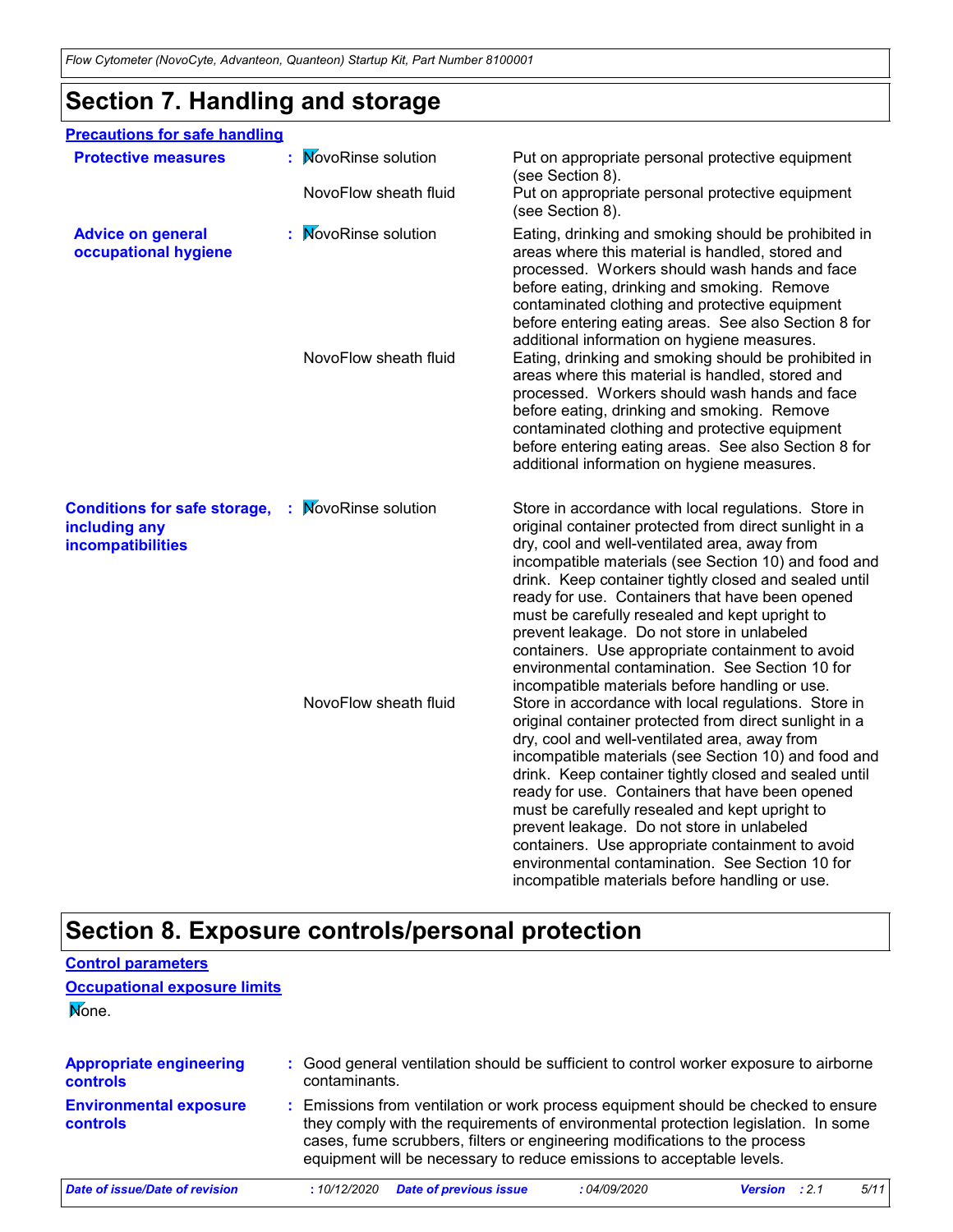## Section 7. Handling and storage

### Precautions for safe handling

| | | |
|---|---|---|
| **Protective measures** | NovoRinse solution | Put on appropriate personal protective equipment (see Section 8). |
| | NovoFlow sheath fluid | Put on appropriate personal protective equipment (see Section 8). |
| **Advice on general occupational hygiene** | NovoRinse solution | Eating, drinking and smoking should be prohibited in areas where this material is handled, stored and processed. Workers should wash hands and face before eating, drinking and smoking. Remove contaminated clothing and protective equipment before entering eating areas. See also Section 8 for additional information on hygiene measures. |
| | NovoFlow sheath fluid | Eating, drinking and smoking should be prohibited in areas where this material is handled, stored and processed. Workers should wash hands and face before eating, drinking and smoking. Remove contaminated clothing and protective equipment before entering eating areas. See also Section 8 for additional information on hygiene measures. |
| **Conditions for safe storage, including any incompatibilities** | NovoRinse solution | Store in accordance with local regulations. Store in original container protected from direct sunlight in a dry, cool and well-ventilated area, away from incompatible materials (see Section 10) and food and drink. Keep container tightly closed and sealed until ready for use. Containers that have been opened must be carefully resealed and kept upright to prevent leakage. Do not store in unlabeled containers. Use appropriate containment to avoid environmental contamination. See Section 10 for incompatible materials before handling or use. |
| | NovoFlow sheath fluid | Store in accordance with local regulations. Store in original container protected from direct sunlight in a dry, cool and well-ventilated area, away from incompatible materials (see Section 10) and food and drink. Keep container tightly closed and sealed until ready for use. Containers that have been opened must be carefully resealed and kept upright to prevent leakage. Do not store in unlabeled containers. Use appropriate containment to avoid environmental contamination. See Section 10 for incompatible materials before handling or use. |

## Section 8. Exposure controls/personal protection

### Control parameters

### Occupational exposure limits

None.

**Appropriate engineering controls** : Good general ventilation should be sufficient to control worker exposure to airborne contaminants.

**Environmental exposure controls** : Emissions from ventilation or work process equipment should be checked to ensure they comply with the requirements of environmental protection legislation. In some cases, fume scrubbers, filters or engineering modifications to the process equipment will be necessary to reduce emissions to acceptable levels.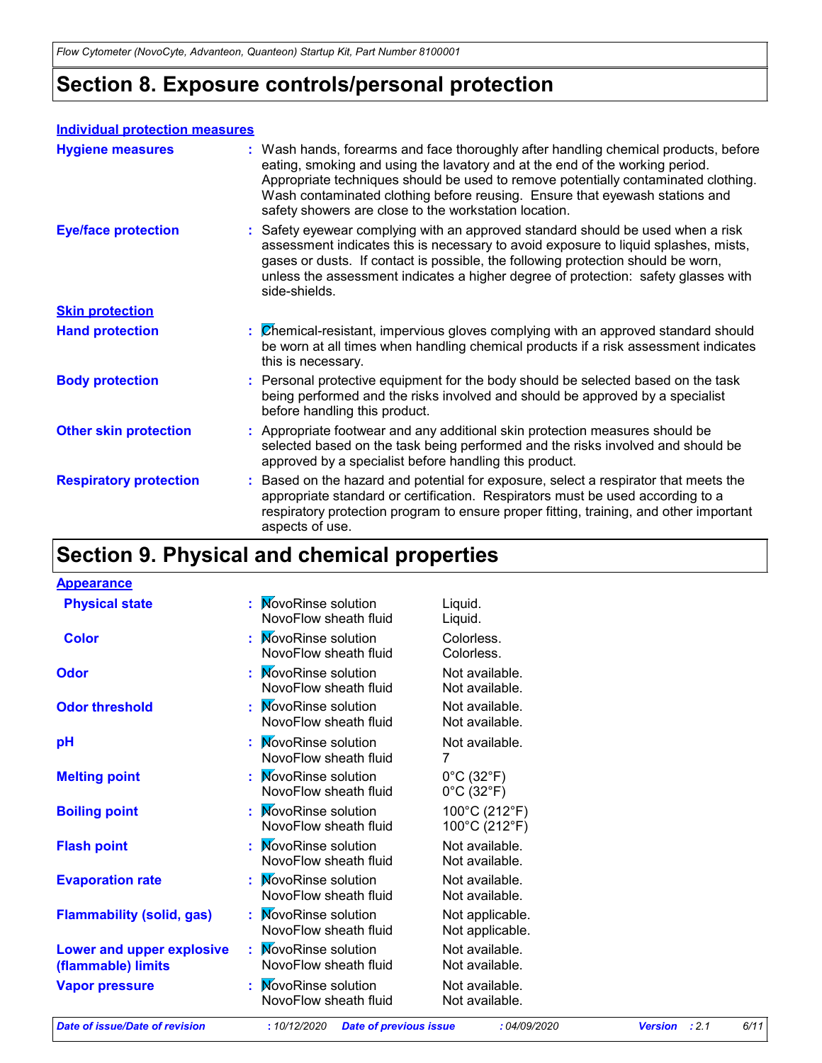## Section 8. Exposure controls/personal protection

**Individual protection measures**

| | |
|---|---|
| **Hygiene measures** | : Wash hands, forearms and face thoroughly after handling chemical products, before eating, smoking and using the lavatory and at the end of the working period. Appropriate techniques should be used to remove potentially contaminated clothing. Wash contaminated clothing before reusing. Ensure that eyewash stations and safety showers are close to the workstation location. |
| **Eye/face protection** | : Safety eyewear complying with an approved standard should be used when a risk assessment indicates this is necessary to avoid exposure to liquid splashes, mists, gases or dusts. If contact is possible, the following protection should be worn, unless the assessment indicates a higher degree of protection: safety glasses with side-shields. |

**Skin protection**

| | |
|---|---|
| **Hand protection** | : Chemical-resistant, impervious gloves complying with an approved standard should be worn at all times when handling chemical products if a risk assessment indicates this is necessary. |
| **Body protection** | : Personal protective equipment for the body should be selected based on the task being performed and the risks involved and should be approved by a specialist before handling this product. |
| **Other skin protection** | : Appropriate footwear and any additional skin protection measures should be selected based on the task being performed and the risks involved and should be approved by a specialist before handling this product. |
| **Respiratory protection** | : Based on the hazard and potential for exposure, select a respirator that meets the appropriate standard or certification. Respirators must be used according to a respiratory protection program to ensure proper fitting, training, and other important aspects of use. |

## Section 9. Physical and chemical properties

**Appearance**

| Property | Product | Value |
|---|---|---|
| **Physical state** | NovoRinse solution | Liquid. |
| | NovoFlow sheath fluid | Liquid. |
| **Color** | NovoRinse solution | Colorless. |
| | NovoFlow sheath fluid | Colorless. |
| **Odor** | NovoRinse solution | Not available. |
| | NovoFlow sheath fluid | Not available. |
| **Odor threshold** | NovoRinse solution | Not available. |
| | NovoFlow sheath fluid | Not available. |
| **pH** | NovoRinse solution | Not available. |
| | NovoFlow sheath fluid | 7 |
| **Melting point** | NovoRinse solution | 0°C (32°F) |
| | NovoFlow sheath fluid | 0°C (32°F) |
| **Boiling point** | NovoRinse solution | 100°C (212°F) |
| | NovoFlow sheath fluid | 100°C (212°F) |
| **Flash point** | NovoRinse solution | Not available. |
| | NovoFlow sheath fluid | Not available. |
| **Evaporation rate** | NovoRinse solution | Not available. |
| | NovoFlow sheath fluid | Not available. |
| **Flammability (solid, gas)** | NovoRinse solution | Not applicable. |
| | NovoFlow sheath fluid | Not applicable. |
| **Lower and upper explosive (flammable) limits** | NovoRinse solution | Not available. |
| | NovoFlow sheath fluid | Not available. |
| **Vapor pressure** | NovoRinse solution | Not available. |
| | NovoFlow sheath fluid | Not available. |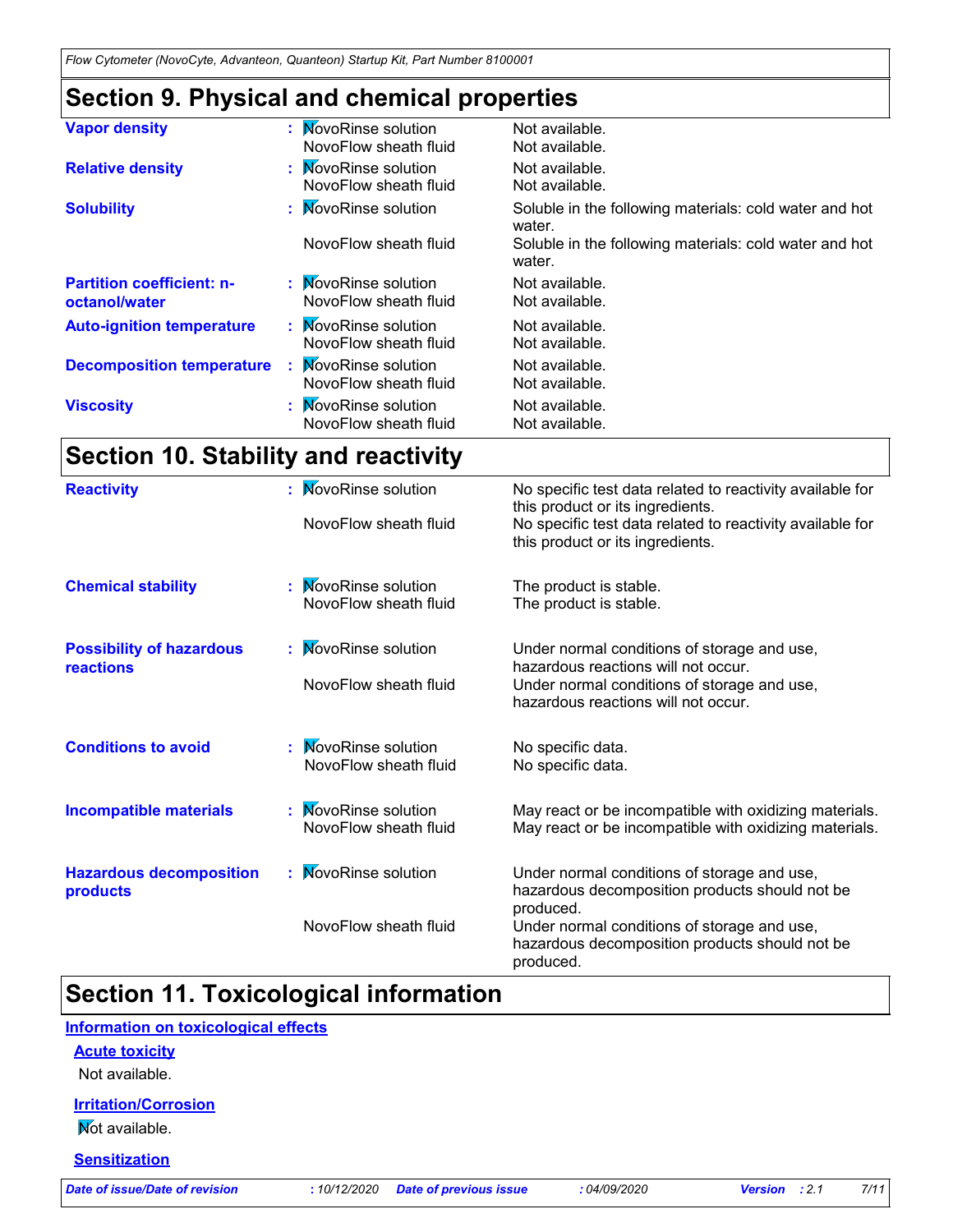## Section 9. Physical and chemical properties

| Property | Product | Value |
|---|---|---|
| **Vapor density** | NovoRinse solution | Not available. |
| | NovoFlow sheath fluid | Not available. |
| **Relative density** | NovoRinse solution | Not available. |
| | NovoFlow sheath fluid | Not available. |
| **Solubility** | NovoRinse solution | Soluble in the following materials: cold water and hot water. |
| | NovoFlow sheath fluid | Soluble in the following materials: cold water and hot water. |
| **Partition coefficient: n-octanol/water** | NovoRinse solution | Not available. |
| | NovoFlow sheath fluid | Not available. |
| **Auto-ignition temperature** | NovoRinse solution | Not available. |
| | NovoFlow sheath fluid | Not available. |
| **Decomposition temperature** | NovoRinse solution | Not available. |
| | NovoFlow sheath fluid | Not available. |
| **Viscosity** | NovoRinse solution | Not available. |
| | NovoFlow sheath fluid | Not available. |

## Section 10. Stability and reactivity

| Property | Product | Value |
|---|---|---|
| **Reactivity** | NovoRinse solution | No specific test data related to reactivity available for this product or its ingredients. |
| | NovoFlow sheath fluid | No specific test data related to reactivity available for this product or its ingredients. |
| **Chemical stability** | NovoRinse solution | The product is stable. |
| | NovoFlow sheath fluid | The product is stable. |
| **Possibility of hazardous reactions** | NovoRinse solution | Under normal conditions of storage and use, hazardous reactions will not occur. |
| | NovoFlow sheath fluid | Under normal conditions of storage and use, hazardous reactions will not occur. |
| **Conditions to avoid** | NovoRinse solution | No specific data. |
| | NovoFlow sheath fluid | No specific data. |
| **Incompatible materials** | NovoRinse solution | May react or be incompatible with oxidizing materials. |
| | NovoFlow sheath fluid | May react or be incompatible with oxidizing materials. |
| **Hazardous decomposition products** | NovoRinse solution | Under normal conditions of storage and use, hazardous decomposition products should not be produced. |
| | NovoFlow sheath fluid | Under normal conditions of storage and use, hazardous decomposition products should not be produced. |

## Section 11. Toxicological information

### Information on toxicological effects

#### Acute toxicity

Not available.

#### Irritation/Corrosion

Not available.

#### Sensitization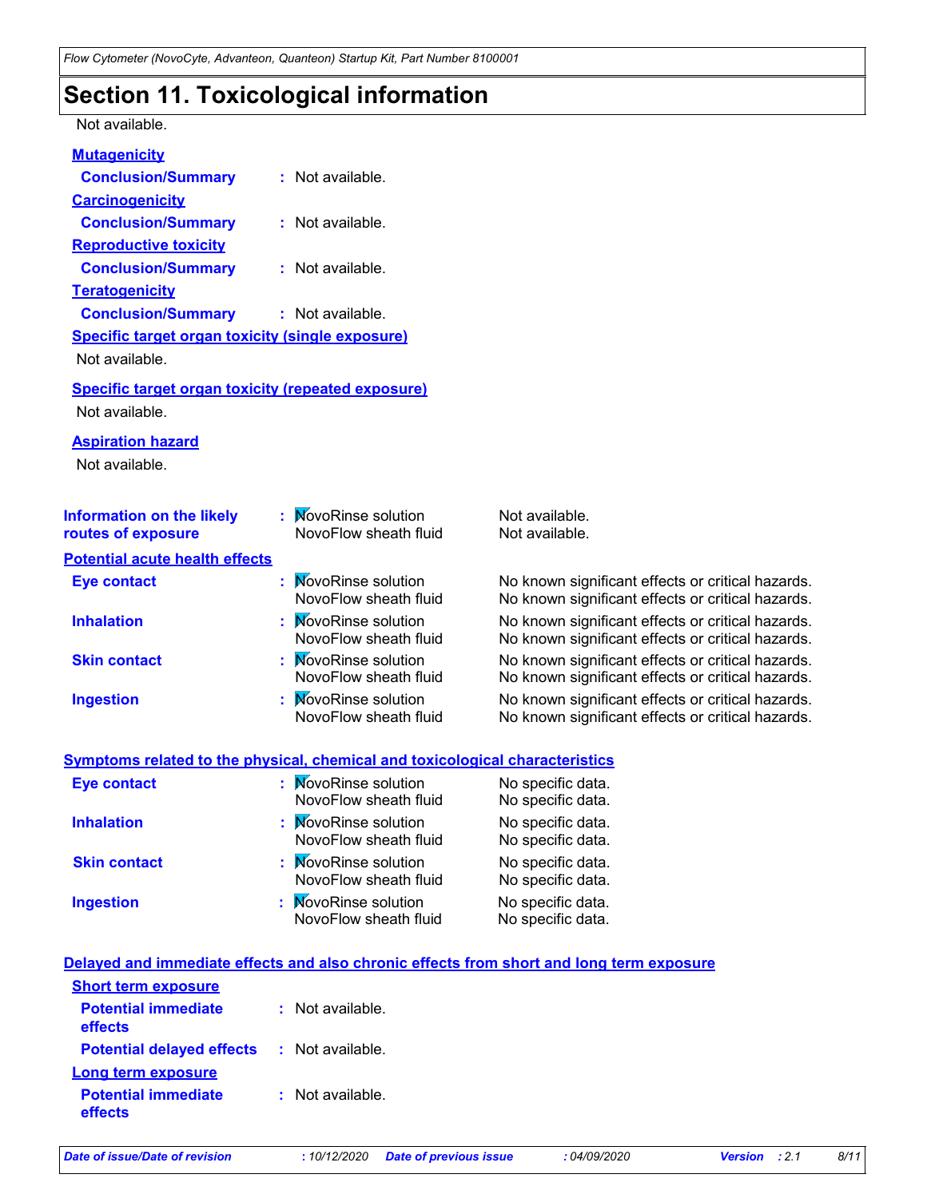# Section 11. Toxicological information

Not available.

**Mutagenicity**

**Conclusion/Summary** : Not available.

**Carcinogenicity**

**Conclusion/Summary** : Not available.

**Reproductive toxicity**

**Conclusion/Summary** : Not available.

**Teratogenicity**

**Conclusion/Summary** : Not available.

**Specific target organ toxicity (single exposure)**

Not available.

**Specific target organ toxicity (repeated exposure)**

Not available.

**Aspiration hazard**

Not available.

| | | |
|---|---|---|
| **Information on the likely routes of exposure** | NovoRinse solution | Not available. |
| | NovoFlow sheath fluid | Not available. |

**Potential acute health effects**

| | | |
|---|---|---|
| **Eye contact** | NovoRinse solution | No known significant effects or critical hazards. |
| | NovoFlow sheath fluid | No known significant effects or critical hazards. |
| **Inhalation** | NovoRinse solution | No known significant effects or critical hazards. |
| | NovoFlow sheath fluid | No known significant effects or critical hazards. |
| **Skin contact** | NovoRinse solution | No known significant effects or critical hazards. |
| | NovoFlow sheath fluid | No known significant effects or critical hazards. |
| **Ingestion** | NovoRinse solution | No known significant effects or critical hazards. |
| | NovoFlow sheath fluid | No known significant effects or critical hazards. |

**Symptoms related to the physical, chemical and toxicological characteristics**

| | | |
|---|---|---|
| **Eye contact** | NovoRinse solution | No specific data. |
| | NovoFlow sheath fluid | No specific data. |
| **Inhalation** | NovoRinse solution | No specific data. |
| | NovoFlow sheath fluid | No specific data. |
| **Skin contact** | NovoRinse solution | No specific data. |
| | NovoFlow sheath fluid | No specific data. |
| **Ingestion** | NovoRinse solution | No specific data. |
| | NovoFlow sheath fluid | No specific data. |

**Delayed and immediate effects and also chronic effects from short and long term exposure**

**Short term exposure**

**Potential immediate effects** : Not available.

**Potential delayed effects** : Not available.

**Long term exposure**

**Potential immediate effects** : Not available.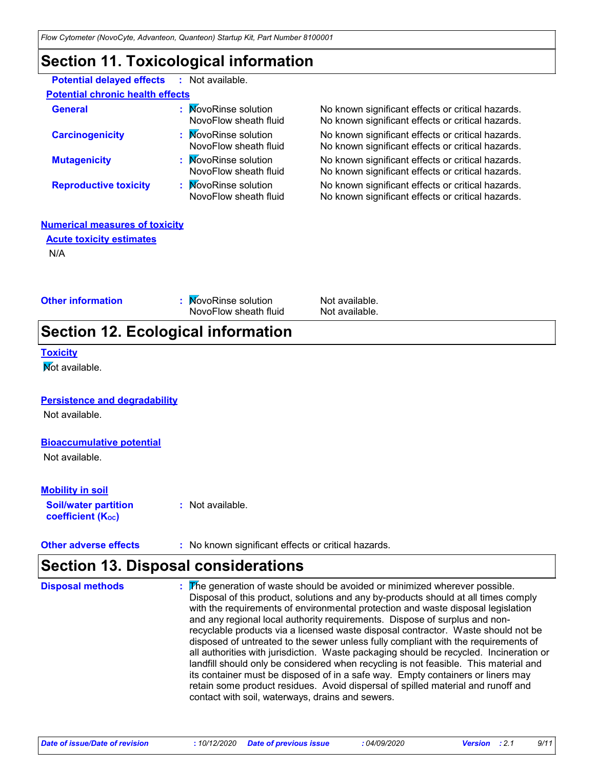## Section 11. Toxicological information

**Potential delayed effects** : Not available.

**Potential chronic health effects**

| | | |
|---|---|---|
| **General** | NovoRinse solution | No known significant effects or critical hazards. |
| | NovoFlow sheath fluid | No known significant effects or critical hazards. |
| **Carcinogenicity** | NovoRinse solution | No known significant effects or critical hazards. |
| | NovoFlow sheath fluid | No known significant effects or critical hazards. |
| **Mutagenicity** | NovoRinse solution | No known significant effects or critical hazards. |
| | NovoFlow sheath fluid | No known significant effects or critical hazards. |
| **Reproductive toxicity** | NovoRinse solution | No known significant effects or critical hazards. |
| | NovoFlow sheath fluid | No known significant effects or critical hazards. |

**Numerical measures of toxicity**

**Acute toxicity estimates**

N/A

| | | |
|---|---|---|
| **Other information** | NovoRinse solution | Not available. |
| | NovoFlow sheath fluid | Not available. |

## Section 12. Ecological information

**Toxicity**

Not available.

**Persistence and degradability**

Not available.

**Bioaccumulative potential**

Not available.

**Mobility in soil**

**Soil/water partition coefficient ($K_{OC}$)** : Not available.

**Other adverse effects** : No known significant effects or critical hazards.

## Section 13. Disposal considerations

**Disposal methods** : The generation of waste should be avoided or minimized wherever possible. Disposal of this product, solutions and any by-products should at all times comply with the requirements of environmental protection and waste disposal legislation and any regional local authority requirements. Dispose of surplus and non-recyclable products via a licensed waste disposal contractor. Waste should not be disposed of untreated to the sewer unless fully compliant with the requirements of all authorities with jurisdiction. Waste packaging should be recycled. Incineration or landfill should only be considered when recycling is not feasible. This material and its container must be disposed of in a safe way. Empty containers or liners may retain some product residues. Avoid dispersal of spilled material and runoff and contact with soil, waterways, drains and sewers.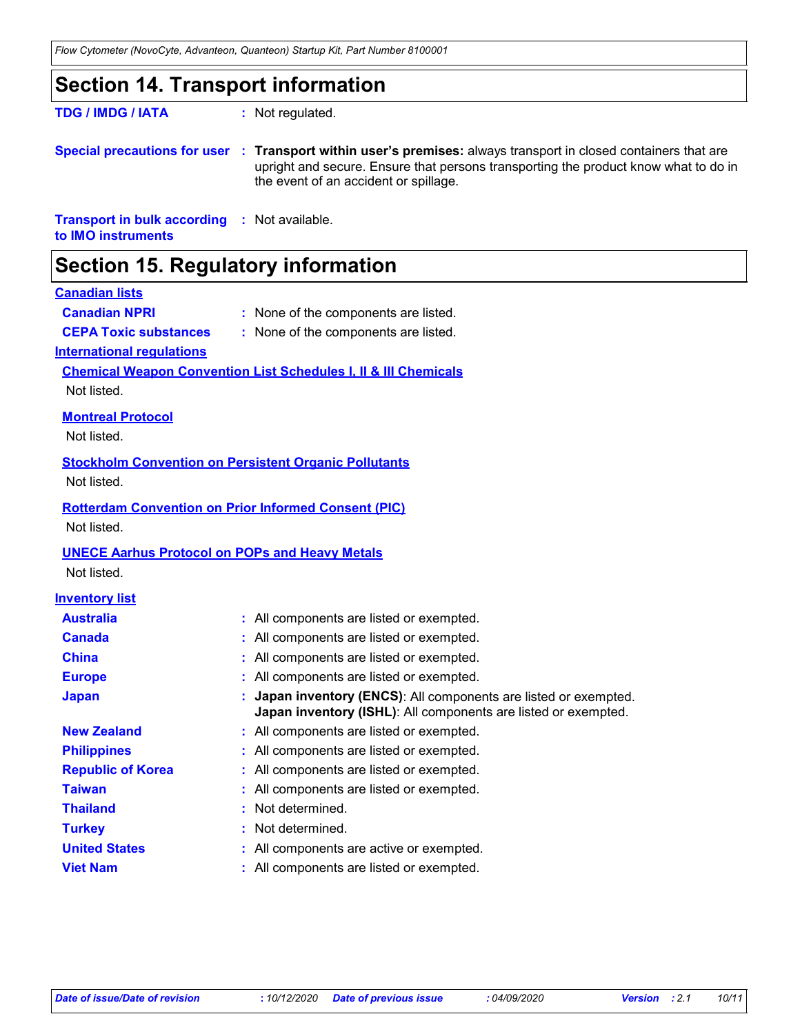## Section 14. Transport information

**TDG / IMDG / IATA** : Not regulated.

**Special precautions for user** : **Transport within user's premises:** always transport in closed containers that are upright and secure. Ensure that persons transporting the product know what to do in the event of an accident or spillage.

**Transport in bulk according to IMO instruments** : Not available.

## Section 15. Regulatory information

**Canadian lists**

**Canadian NPRI** : None of the components are listed.

**CEPA Toxic substances** : None of the components are listed.

**International regulations**

**Chemical Weapon Convention List Schedules I, II & III Chemicals**

Not listed.

**Montreal Protocol**

Not listed.

**Stockholm Convention on Persistent Organic Pollutants**

Not listed.

**Rotterdam Convention on Prior Informed Consent (PIC)**

Not listed.

**UNECE Aarhus Protocol on POPs and Heavy Metals**

Not listed.

**Inventory list**

**Australia** : All components are listed or exempted.

**Canada** : All components are listed or exempted.

**China** : All components are listed or exempted.

**Europe** : All components are listed or exempted.

**Japan** : **Japan inventory (ENCS)**: All components are listed or exempted.
**Japan inventory (ISHL)**: All components are listed or exempted.

**New Zealand** : All components are listed or exempted.

**Philippines** : All components are listed or exempted.

**Republic of Korea** : All components are listed or exempted.

**Taiwan** : All components are listed or exempted.

**Thailand** : Not determined.

**Turkey** : Not determined.

**United States** : All components are active or exempted.

**Viet Nam** : All components are listed or exempted.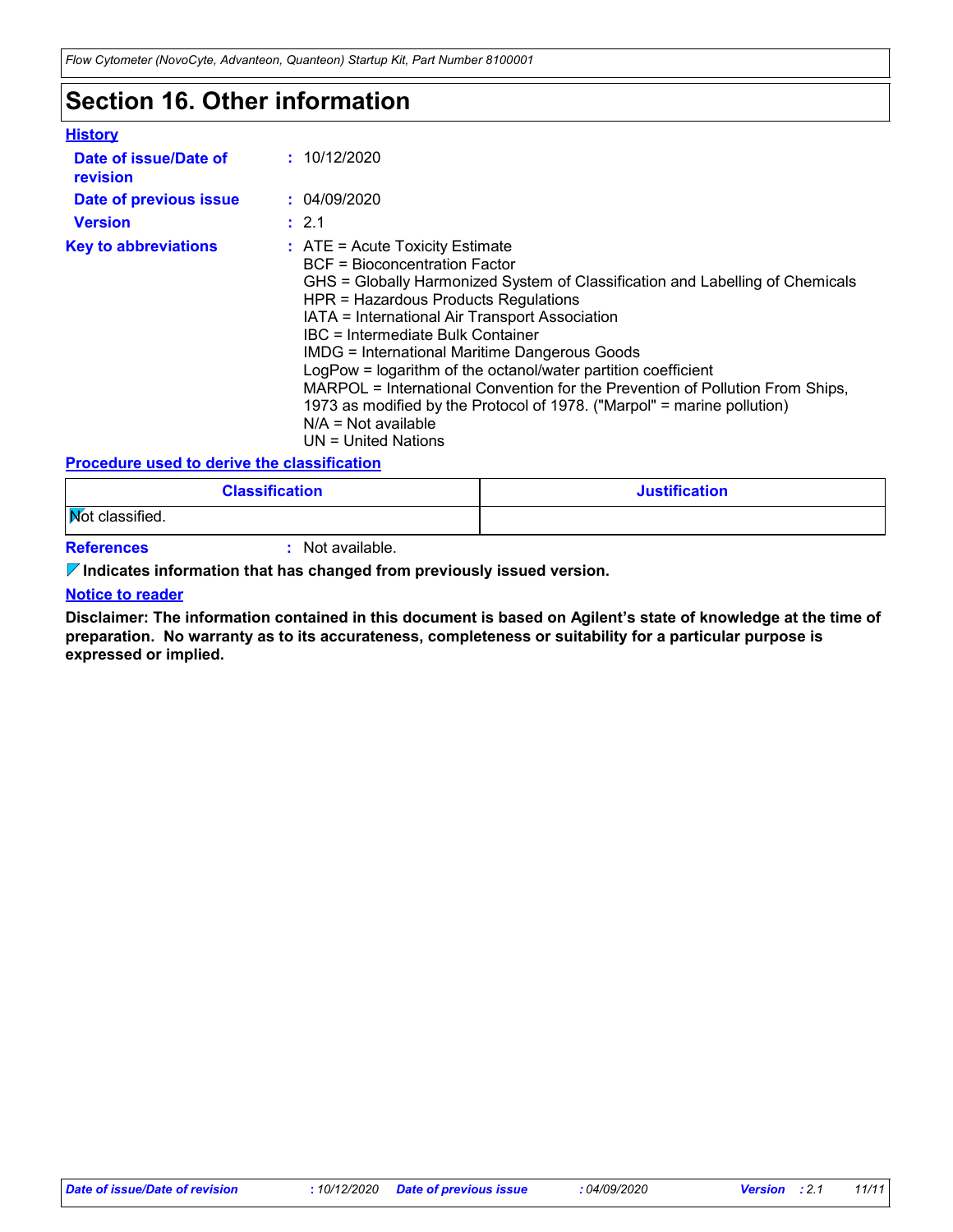# Section 16. Other information

**History**

**Date of issue/Date of revision** : 10/12/2020

**Date of previous issue** : 04/09/2020

**Version** : 2.1

**Key to abbreviations** : ATE = Acute Toxicity Estimate
BCF = Bioconcentration Factor
GHS = Globally Harmonized System of Classification and Labelling of Chemicals
HPR = Hazardous Products Regulations
IATA = International Air Transport Association
IBC = Intermediate Bulk Container
IMDG = International Maritime Dangerous Goods
LogPow = logarithm of the octanol/water partition coefficient
MARPOL = International Convention for the Prevention of Pollution From Ships, 1973 as modified by the Protocol of 1978. ("Marpol" = marine pollution)
N/A = Not available
UN = United Nations

**Procedure used to derive the classification**

| Classification | Justification |
| --- | --- |
| Not classified. | |

**References** : Not available.

**Indicates information that has changed from previously issued version.**

**Notice to reader**

**Disclaimer: The information contained in this document is based on Agilent's state of knowledge at the time of preparation. No warranty as to its accurateness, completeness or suitability for a particular purpose is expressed or implied.**